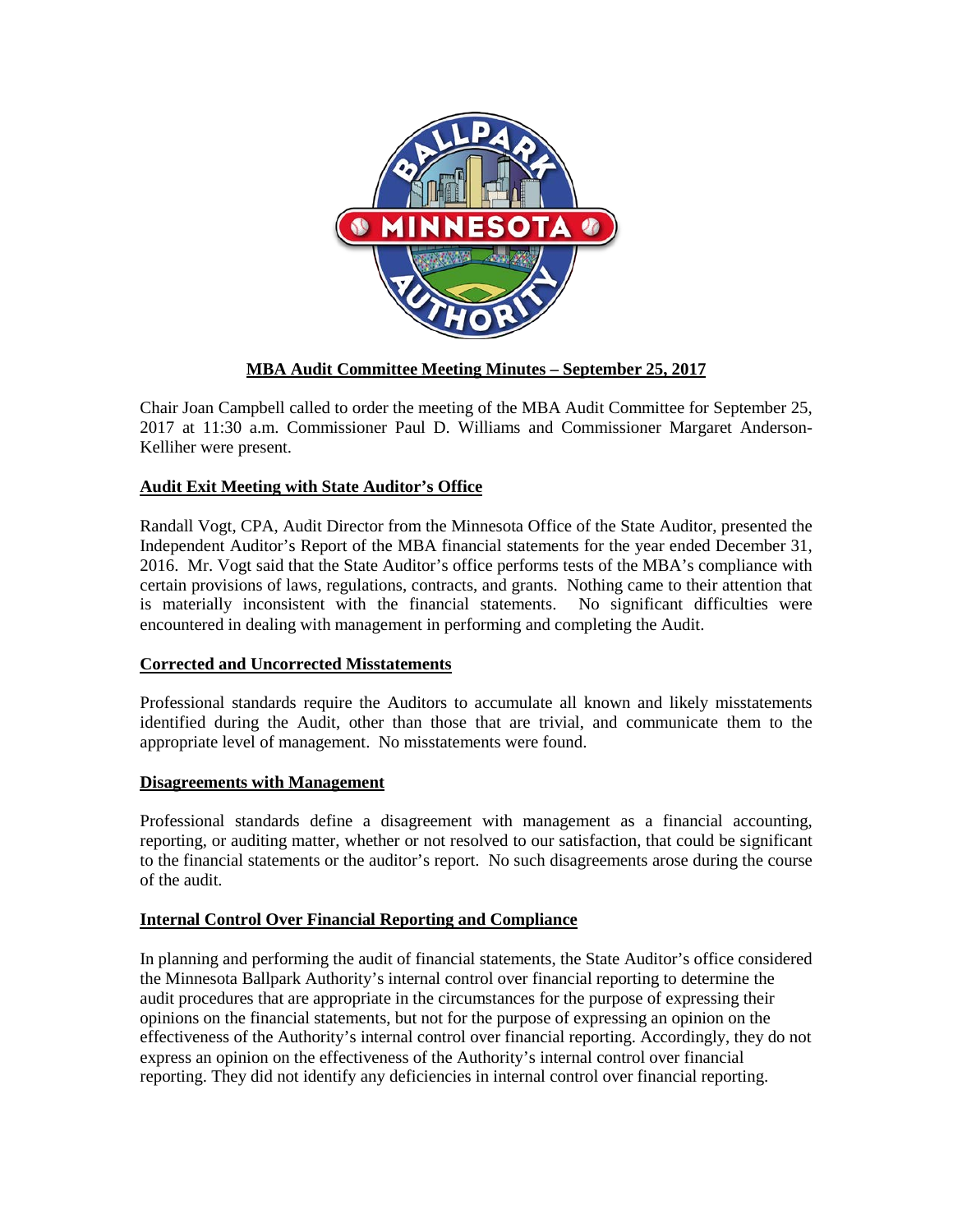**MBA Audit Committee Meeting Minutes – September 25, 2017**

Chair Joan Campbell called to order the meeting of the MBA Audit Committee for September 25, 2017 at 11:30 a.m. Commissioner Paul D. Williams and Commissioner Margaret Anderson-Kelliher were present.

**Audit Exit Meeting with State Auditor's Office**

Randall Vogt, CPA, Audit Director from the Minnesota Office of the State Auditor, presented the Independent Auditor's Report of the MBA financial statements for the year ended December 31, 2016. Mr. Vogt said that the State Auditor's office performs tests of the MBA's compliance with certain provisions of laws, regulations, contracts, and grants. Nothing came to their attention that is materially inconsistent with the financial statements. No significant difficulties were encountered in dealing with management in performing and completing the Audit.

**Corrected and Uncorrected Misstatements**

Professional standards require the Auditors to accumulate all known and likely misstatements identified during the Audit, other than those that are trivial, and communicate them to the appropriate level of management. No misstatements were found.

**Disagreements with Management**

Professional standards define a disagreement with management as a financial accounting, reporting, or auditing matter, whether or not resolved to our satisfaction, that could be significant to the financial statements or the auditor's report. No such disagreements arose during the course of the audit.

**Internal Control Over Financial Reporting and Compliance**

In planning and performing the audit of financial statements, the State Auditor's office considered the Minnesota Ballpark Authority's internal control over financial reporting to determine the audit procedures that are appropriate in the circumstances for the purpose of expressing their opinions on the financial statements, but not for the purpose of expressing an opinion on the effectiveness of the Authority's internal control over financial reporting. Accordingly, they do not express an opinion on the effectiveness of the Authority's internal control over financial reporting. They did not identify any deficiencies in internal control over financial reporting.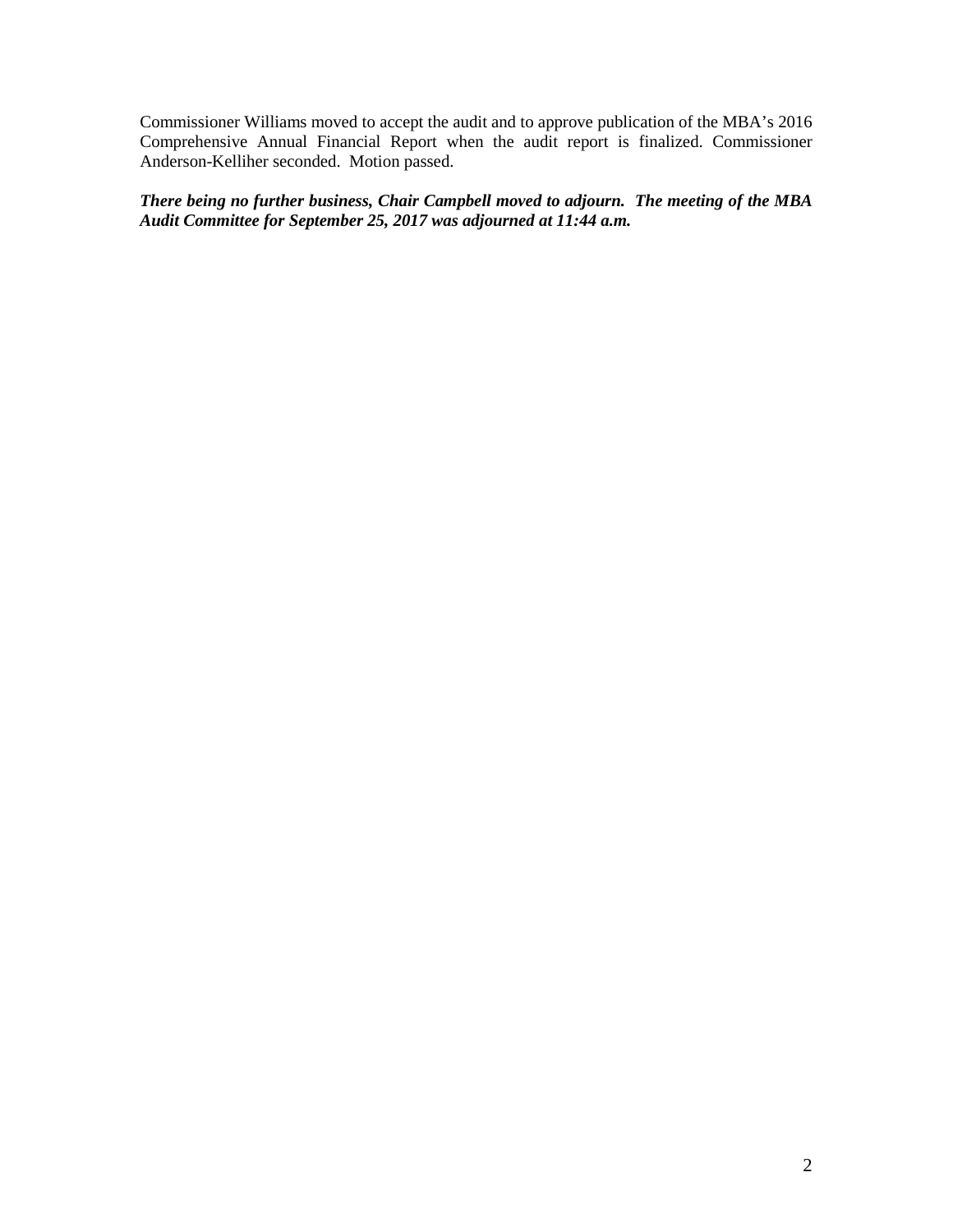Commissioner Williams moved to accept the audit and to approve publication of the MBA's 2016 Comprehensive Annual Financial Report when the audit report is finalized. Commissioner Anderson-Kelliher seconded. Motion passed.

***There being no further business, Chair Campbell moved to adjourn. The meeting of the MBA Audit Committee for September 25, 2017 was adjourned at 11:44 a.m.***